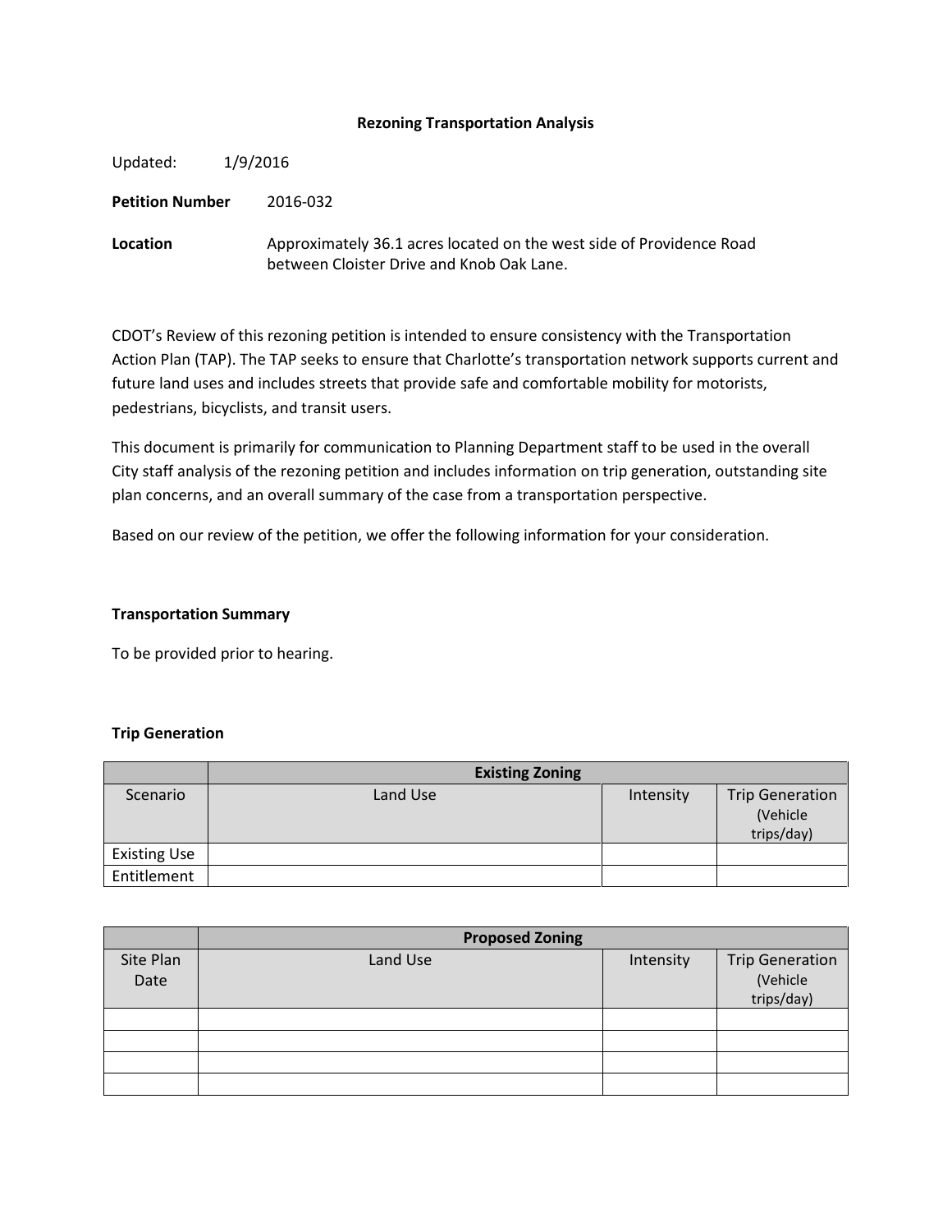# Rezoning Transportation Analysis

Updated: 1/9/2016

**Petition Number** 2016-032

**Location** Approximately 36.1 acres located on the west side of Providence Road between Cloister Drive and Knob Oak Lane.

CDOT's Review of this rezoning petition is intended to ensure consistency with the Transportation Action Plan (TAP). The TAP seeks to ensure that Charlotte's transportation network supports current and future land uses and includes streets that provide safe and comfortable mobility for motorists, pedestrians, bicyclists, and transit users.

This document is primarily for communication to Planning Department staff to be used in the overall City staff analysis of the rezoning petition and includes information on trip generation, outstanding site plan concerns, and an overall summary of the case from a transportation perspective.

Based on our review of the petition, we offer the following information for your consideration.

### Transportation Summary

To be provided prior to hearing.

### Trip Generation

| | Existing Zoning | | |
|---|---|---|---|
| Scenario | Land Use | Intensity | Trip Generation (Vehicle trips/day) |
| Existing Use | | | |
| Entitlement | | | |

| | Proposed Zoning | | |
|---|---|---|---|
| Site Plan Date | Land Use | Intensity | Trip Generation (Vehicle trips/day) |
| | | | |
| | | | |
| | | | |
| | | | |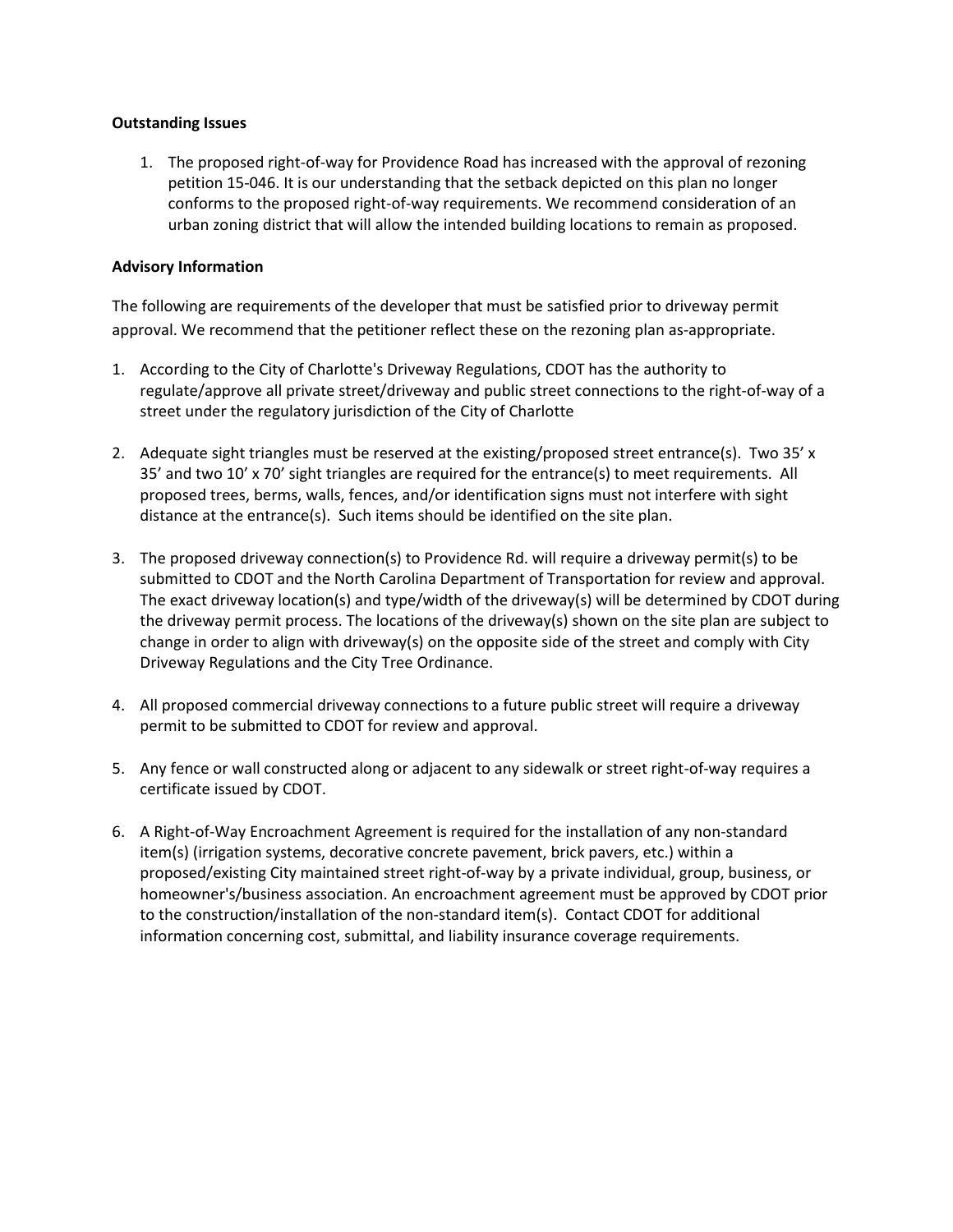**Outstanding Issues**

1. The proposed right-of-way for Providence Road has increased with the approval of rezoning petition 15-046. It is our understanding that the setback depicted on this plan no longer conforms to the proposed right-of-way requirements. We recommend consideration of an urban zoning district that will allow the intended building locations to remain as proposed.

**Advisory Information**

The following are requirements of the developer that must be satisfied prior to driveway permit approval. We recommend that the petitioner reflect these on the rezoning plan as-appropriate.

1. According to the City of Charlotte's Driveway Regulations, CDOT has the authority to regulate/approve all private street/driveway and public street connections to the right-of-way of a street under the regulatory jurisdiction of the City of Charlotte

2. Adequate sight triangles must be reserved at the existing/proposed street entrance(s). Two 35' x 35' and two 10' x 70' sight triangles are required for the entrance(s) to meet requirements. All proposed trees, berms, walls, fences, and/or identification signs must not interfere with sight distance at the entrance(s). Such items should be identified on the site plan.

3. The proposed driveway connection(s) to Providence Rd. will require a driveway permit(s) to be submitted to CDOT and the North Carolina Department of Transportation for review and approval. The exact driveway location(s) and type/width of the driveway(s) will be determined by CDOT during the driveway permit process. The locations of the driveway(s) shown on the site plan are subject to change in order to align with driveway(s) on the opposite side of the street and comply with City Driveway Regulations and the City Tree Ordinance.

4. All proposed commercial driveway connections to a future public street will require a driveway permit to be submitted to CDOT for review and approval.

5. Any fence or wall constructed along or adjacent to any sidewalk or street right-of-way requires a certificate issued by CDOT.

6. A Right-of-Way Encroachment Agreement is required for the installation of any non-standard item(s) (irrigation systems, decorative concrete pavement, brick pavers, etc.) within a proposed/existing City maintained street right-of-way by a private individual, group, business, or homeowner's/business association. An encroachment agreement must be approved by CDOT prior to the construction/installation of the non-standard item(s). Contact CDOT for additional information concerning cost, submittal, and liability insurance coverage requirements.